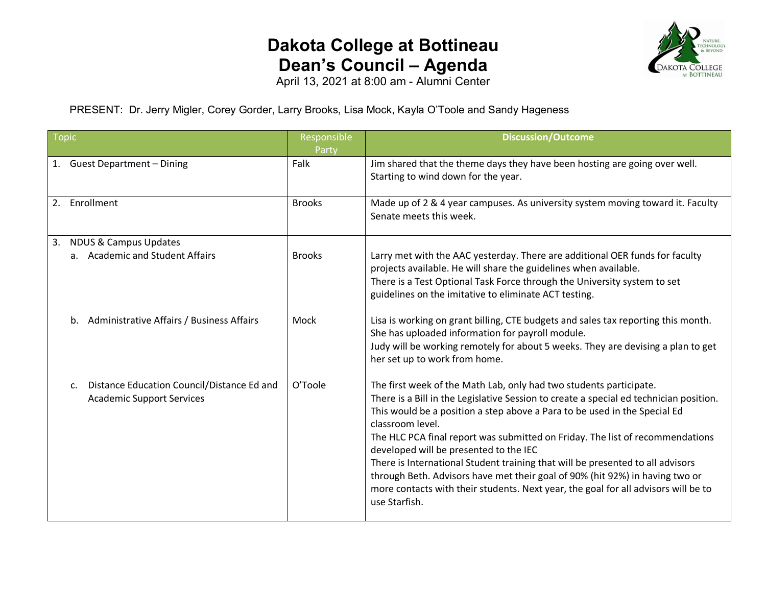# Dakota College at Bottineau
# Dean's Council – Agenda

April 13, 2021 at 8:00 am - Alumni Center

PRESENT: Dr. Jerry Migler, Corey Gorder, Larry Brooks, Lisa Mock, Kayla O'Toole and Sandy Hageness

| Topic | Responsible Party | Discussion/Outcome |
|---|---|---|
| 1. Guest Department – Dining | Falk | Jim shared that the theme days they have been hosting are going over well. Starting to wind down for the year. |
| 2. Enrollment | Brooks | Made up of 2 & 4 year campuses. As university system moving toward it. Faculty Senate meets this week. |
| 3. NDUS & Campus Updates<br>a. Academic and Student Affairs | Brooks | Larry met with the AAC yesterday. There are additional OER funds for faculty projects available. He will share the guidelines when available.<br>There is a Test Optional Task Force through the University system to set guidelines on the imitative to eliminate ACT testing. |
| b. Administrative Affairs / Business Affairs | Mock | Lisa is working on grant billing, CTE budgets and sales tax reporting this month. She has uploaded information for payroll module.<br>Judy will be working remotely for about 5 weeks. They are devising a plan to get her set up to work from home. |
| c. Distance Education Council/Distance Ed and Academic Support Services | O'Toole | The first week of the Math Lab, only had two students participate.<br>There is a Bill in the Legislative Session to create a special ed technician position. This would be a position a step above a Para to be used in the Special Ed classroom level.<br>The HLC PCA final report was submitted on Friday. The list of recommendations developed will be presented to the IEC<br>There is International Student training that will be presented to all advisors through Beth. Advisors have met their goal of 90% (hit 92%) in having two or more contacts with their students. Next year, the goal for all advisors will be to use Starfish. |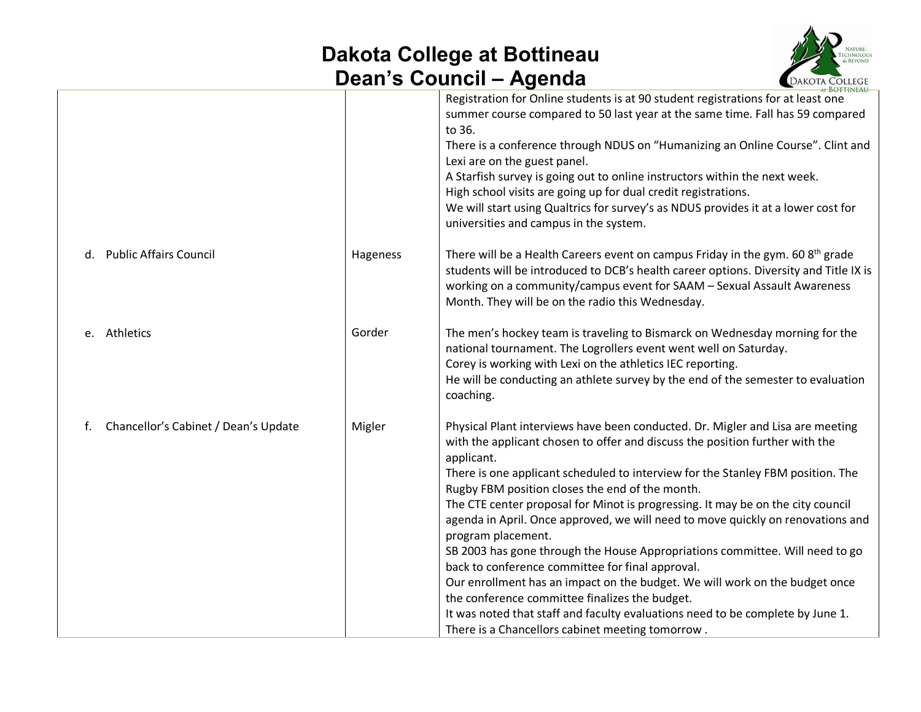# Dakota College at Bottineau
# Dean's Council – Agenda

| | | |
|---|---|---|
| | | Registration for Online students is at 90 student registrations for at least one summer course compared to 50 last year at the same time. Fall has 59 compared to 36.<br>There is a conference through NDUS on "Humanizing an Online Course". Clint and Lexi are on the guest panel.<br>A Starfish survey is going out to online instructors within the next week.<br>High school visits are going up for dual credit registrations.<br>We will start using Qualtrics for survey's as NDUS provides it at a lower cost for universities and campus in the system. |
| d. Public Affairs Council | Hageness | There will be a Health Careers event on campus Friday in the gym. 60 8th grade students will be introduced to DCB's health career options. Diversity and Title IX is working on a community/campus event for SAAM – Sexual Assault Awareness Month. They will be on the radio this Wednesday. |
| e. Athletics | Gorder | The men's hockey team is traveling to Bismarck on Wednesday morning for the national tournament. The Logrollers event went well on Saturday.<br>Corey is working with Lexi on the athletics IEC reporting.<br>He will be conducting an athlete survey by the end of the semester to evaluation coaching. |
| f. Chancellor's Cabinet / Dean's Update | Migler | Physical Plant interviews have been conducted. Dr. Migler and Lisa are meeting with the applicant chosen to offer and discuss the position further with the applicant.<br>There is one applicant scheduled to interview for the Stanley FBM position. The Rugby FBM position closes the end of the month.<br>The CTE center proposal for Minot is progressing. It may be on the city council agenda in April. Once approved, we will need to move quickly on renovations and program placement.<br>SB 2003 has gone through the House Appropriations committee. Will need to go back to conference committee for final approval.<br>Our enrollment has an impact on the budget. We will work on the budget once the conference committee finalizes the budget.<br>It was noted that staff and faculty evaluations need to be complete by June 1.<br>There is a Chancellors cabinet meeting tomorrow . |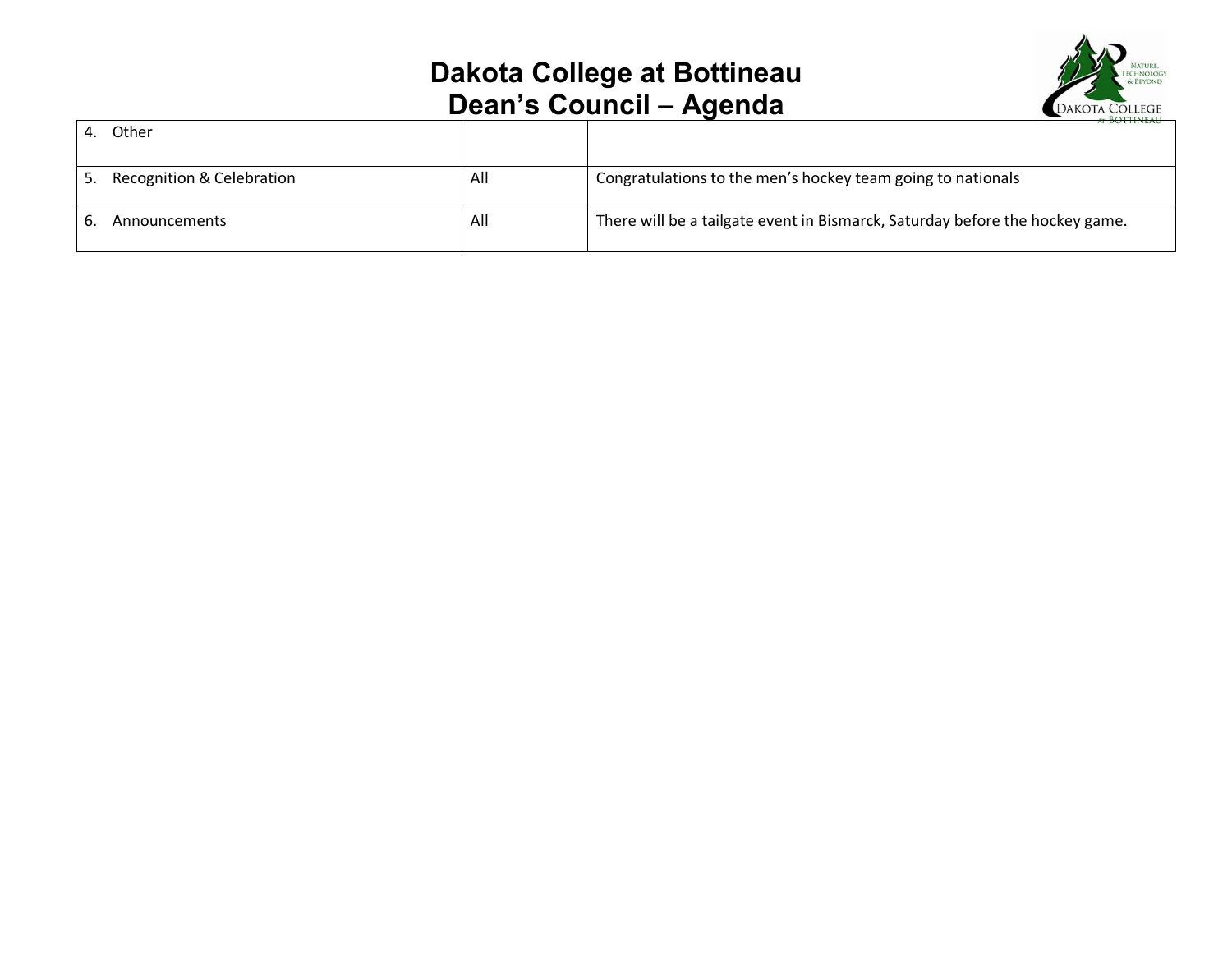# Dakota College at Bottineau
# Dean's Council – Agenda

| | | |
|---|---|---|
| 4. Other | | |
| 5. Recognition & Celebration | All | Congratulations to the men's hockey team going to nationals |
| 6. Announcements | All | There will be a tailgate event in Bismarck, Saturday before the hockey game. |